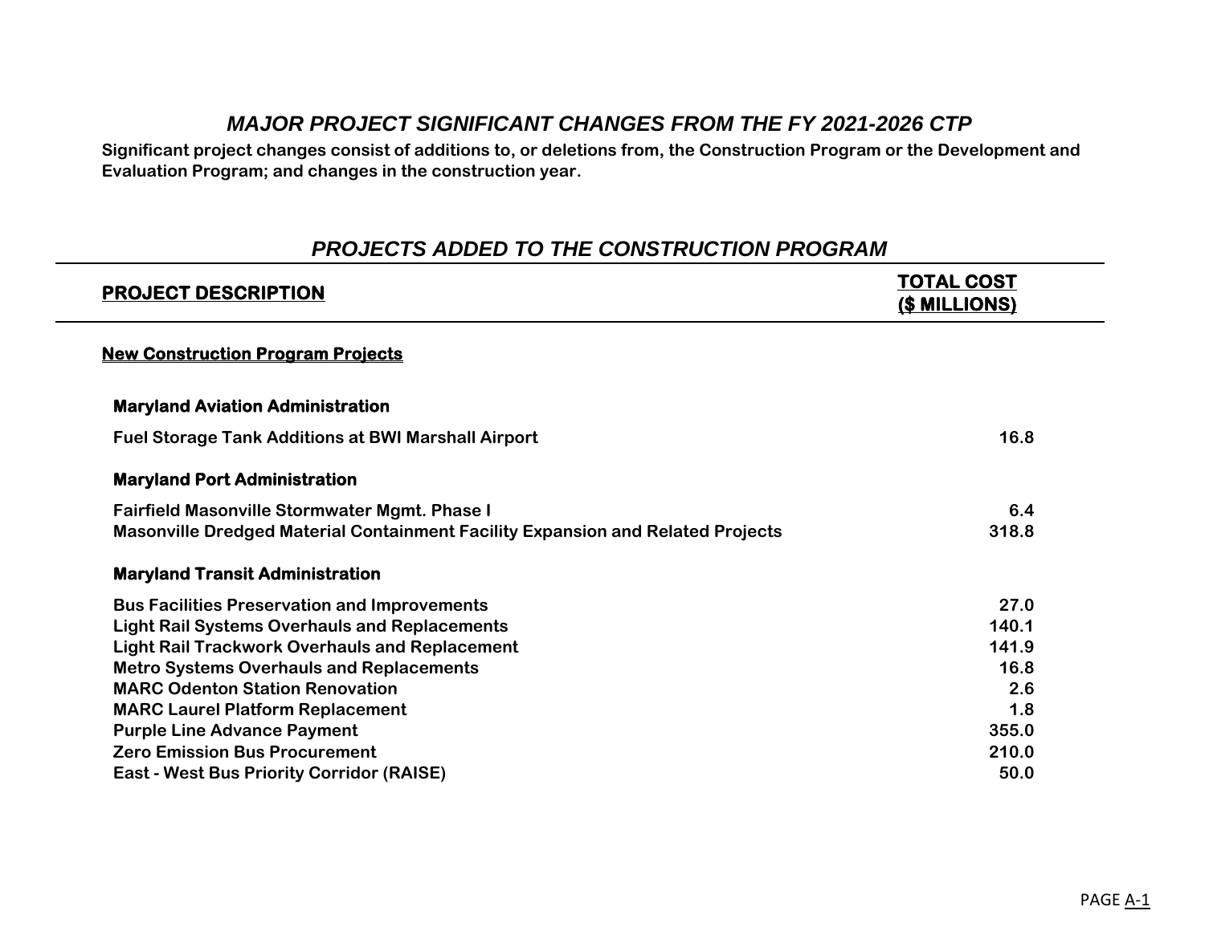# *MAJOR PROJECT SIGNIFICANT CHANGES FROM THE FY 2021-2026 CTP*

**Significant project changes consist of additions to, or deletions from, the Construction Program or the Development and Evaluation Program; and changes in the construction year.**

## *PROJECTS ADDED TO THE CONSTRUCTION PROGRAM*

| PROJECT DESCRIPTION | TOTAL COST ($ MILLIONS) |
|---|---|
| **New Construction Program Projects** | |
| **Maryland Aviation Administration** | |
| Fuel Storage Tank Additions at BWI Marshall Airport | 16.8 |
| **Maryland Port Administration** | |
| Fairfield Masonville Stormwater Mgmt. Phase I | 6.4 |
| Masonville Dredged Material Containment Facility Expansion and Related Projects | 318.8 |
| **Maryland Transit Administration** | |
| Bus Facilities Preservation and Improvements | 27.0 |
| Light Rail Systems Overhauls and Replacements | 140.1 |
| Light Rail Trackwork Overhauls and Replacement | 141.9 |
| Metro Systems Overhauls and Replacements | 16.8 |
| MARC Odenton Station Renovation | 2.6 |
| MARC Laurel Platform Replacement | 1.8 |
| Purple Line Advance Payment | 355.0 |
| Zero Emission Bus Procurement | 210.0 |
| East - West Bus Priority Corridor (RAISE) | 50.0 |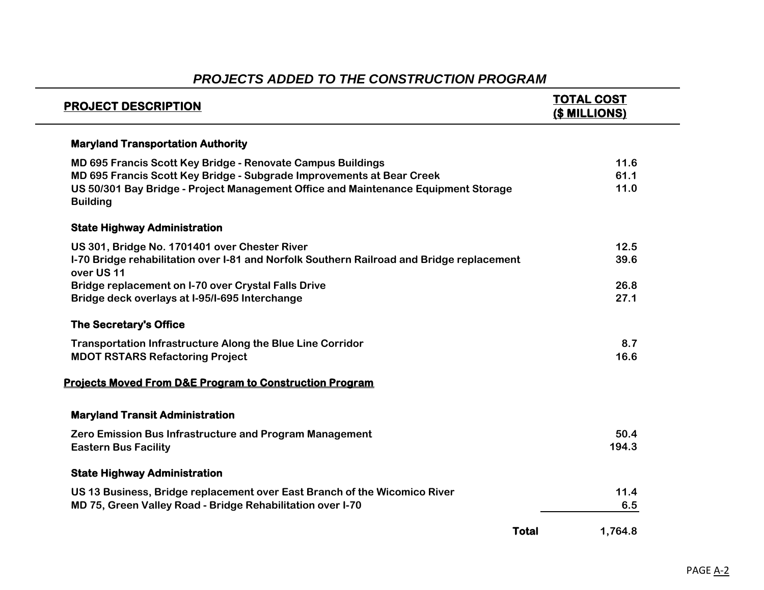## *PROJECTS ADDED TO THE CONSTRUCTION PROGRAM*

| PROJECT DESCRIPTION | TOTAL COST ($ MILLIONS) |
|---|---|
| **Maryland Transportation Authority** | |
| MD 695 Francis Scott Key Bridge - Renovate Campus Buildings | 11.6 |
| MD 695 Francis Scott Key Bridge - Subgrade Improvements at Bear Creek | 61.1 |
| US 50/301 Bay Bridge - Project Management Office and Maintenance Equipment Storage Building | 11.0 |
| **State Highway Administration** | |
| US 301, Bridge No. 1701401 over Chester River | 12.5 |
| I-70 Bridge rehabilitation over I-81 and Norfolk Southern Railroad and Bridge replacement over US 11 | 39.6 |
| Bridge replacement on I-70 over Crystal Falls Drive | 26.8 |
| Bridge deck overlays at I-95/I-695 Interchange | 27.1 |
| **The Secretary's Office** | |
| Transportation Infrastructure Along the Blue Line Corridor | 8.7 |
| MDOT RSTARS Refactoring Project | 16.6 |
| **Projects Moved From D&E Program to Construction Program** | |
| **Maryland Transit Administration** | |
| Zero Emission Bus Infrastructure and Program Management | 50.4 |
| Eastern Bus Facility | 194.3 |
| **State Highway Administration** | |
| US 13 Business, Bridge replacement over East Branch of the Wicomico River | 11.4 |
| MD 75, Green Valley Road - Bridge Rehabilitation over I-70 | 6.5 |
| **Total** | 1,764.8 |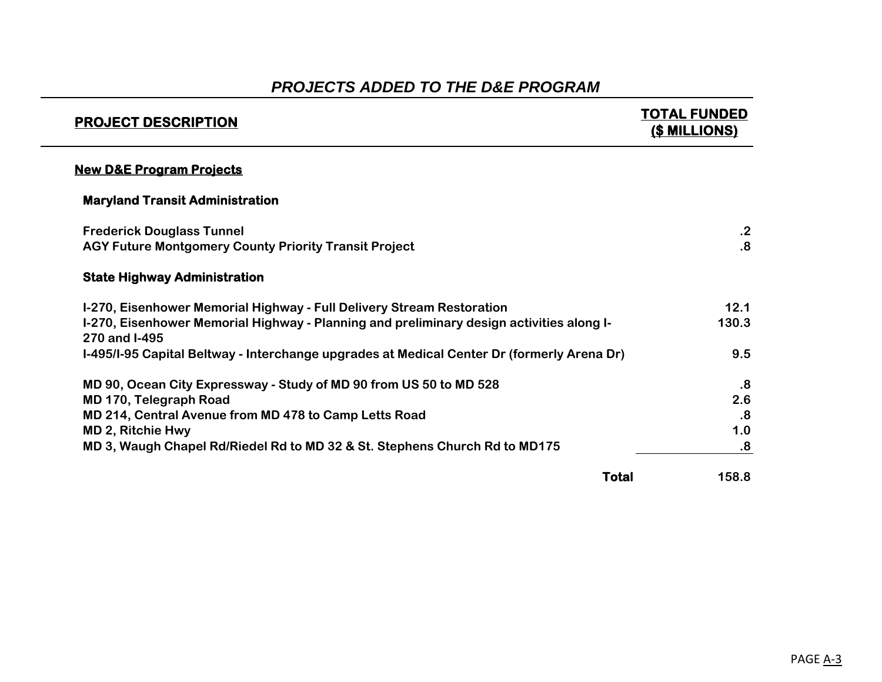## *PROJECTS ADDED TO THE D&E PROGRAM*

| PROJECT DESCRIPTION | TOTAL FUNDED ($ MILLIONS) |
|---|---|
| **New D&E Program Projects** | |
| **Maryland Transit Administration** | |
| Frederick Douglass Tunnel | .2 |
| AGY Future Montgomery County Priority Transit Project | .8 |
| **State Highway Administration** | |
| I-270, Eisenhower Memorial Highway - Full Delivery Stream Restoration | 12.1 |
| I-270, Eisenhower Memorial Highway - Planning and preliminary design activities along I-270 and I-495 | 130.3 |
| I-495/I-95 Capital Beltway - Interchange upgrades at Medical Center Dr (formerly Arena Dr) | 9.5 |
| MD 90, Ocean City Expressway - Study of MD 90 from US 50 to MD 528 | .8 |
| MD 170, Telegraph Road | 2.6 |
| MD 214, Central Avenue from MD 478 to Camp Letts Road | .8 |
| MD 2, Ritchie Hwy | 1.0 |
| MD 3, Waugh Chapel Rd/Riedel Rd to MD 32 & St. Stephens Church Rd to MD175 | .8 |
| **Total** | 158.8 |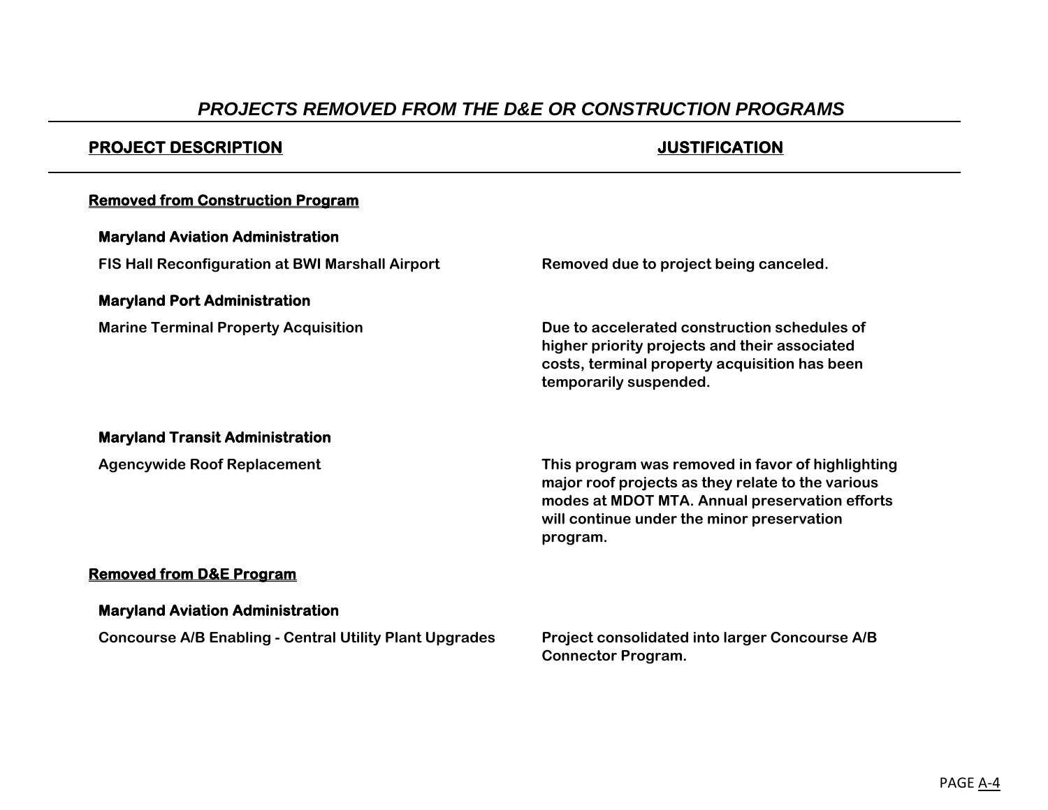# *PROJECTS REMOVED FROM THE D&E OR CONSTRUCTION PROGRAMS*

| PROJECT DESCRIPTION | JUSTIFICATION |
|---|---|
| **Removed from Construction Program** | |
| **Maryland Aviation Administration** | |
| FIS Hall Reconfiguration at BWI Marshall Airport | Removed due to project being canceled. |
| **Maryland Port Administration** | |
| Marine Terminal Property Acquisition | Due to accelerated construction schedules of higher priority projects and their associated costs, terminal property acquisition has been temporarily suspended. |
| **Maryland Transit Administration** | |
| Agencywide Roof Replacement | This program was removed in favor of highlighting major roof projects as they relate to the various modes at MDOT MTA. Annual preservation efforts will continue under the minor preservation program. |
| **Removed from D&E Program** | |
| **Maryland Aviation Administration** | |
| Concourse A/B Enabling - Central Utility Plant Upgrades | Project consolidated into larger Concourse A/B Connector Program. |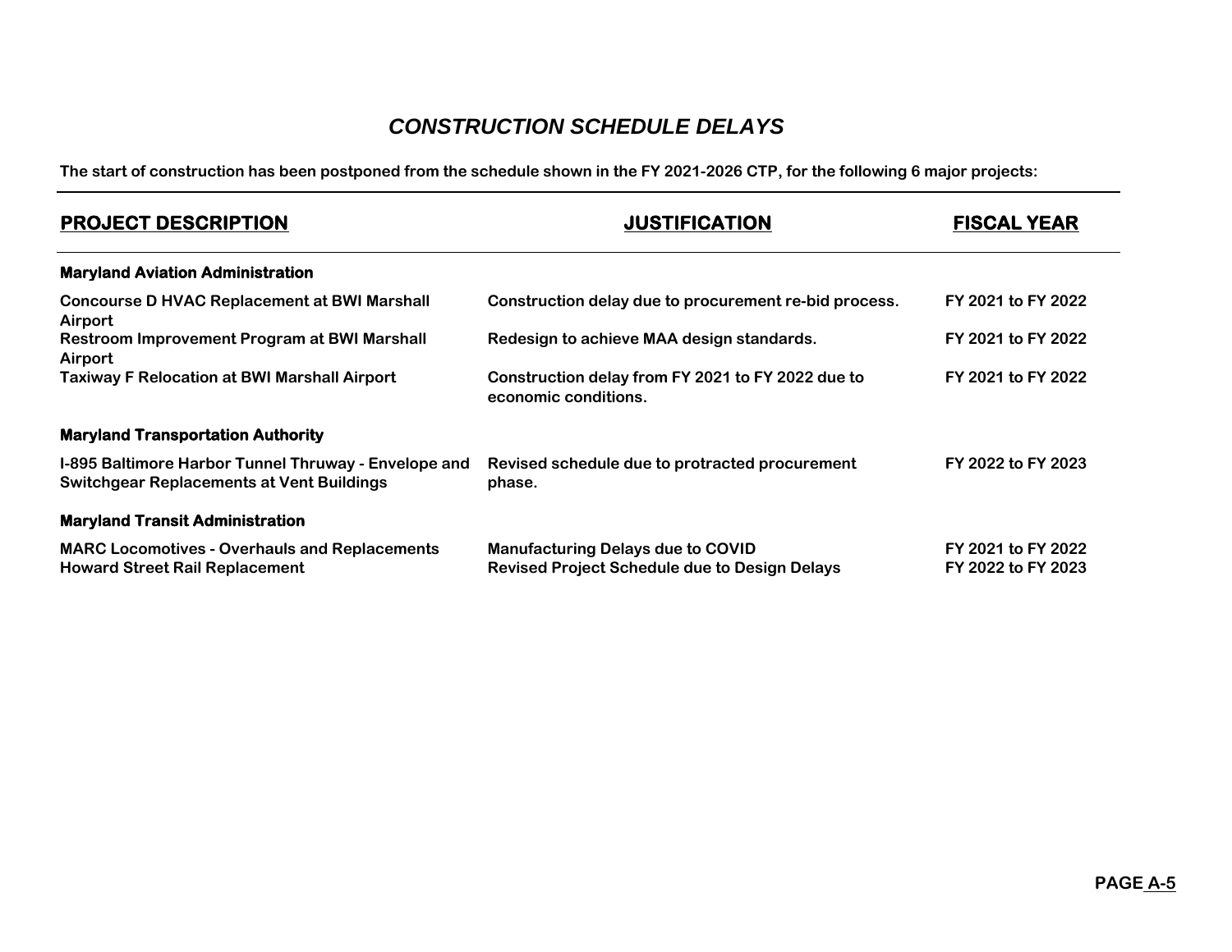# *CONSTRUCTION SCHEDULE DELAYS*

**The start of construction has been postponed from the schedule shown in the FY 2021-2026 CTP, for the following 6 major projects:**

| PROJECT DESCRIPTION | JUSTIFICATION | FISCAL YEAR |
|---|---|---|
| **Maryland Aviation Administration** | | |
| Concourse D HVAC Replacement at BWI Marshall Airport | Construction delay due to procurement re-bid process. | FY 2021 to FY 2022 |
| Restroom Improvement Program at BWI Marshall Airport | Redesign to achieve MAA design standards. | FY 2021 to FY 2022 |
| Taxiway F Relocation at BWI Marshall Airport | Construction delay from FY 2021 to FY 2022 due to economic conditions. | FY 2021 to FY 2022 |
| **Maryland Transportation Authority** | | |
| I-895 Baltimore Harbor Tunnel Thruway - Envelope and Switchgear Replacements at Vent Buildings | Revised schedule due to protracted procurement phase. | FY 2022 to FY 2023 |
| **Maryland Transit Administration** | | |
| MARC Locomotives - Overhauls and Replacements | Manufacturing Delays due to COVID | FY 2021 to FY 2022 |
| Howard Street Rail Replacement | Revised Project Schedule due to Design Delays | FY 2022 to FY 2023 |